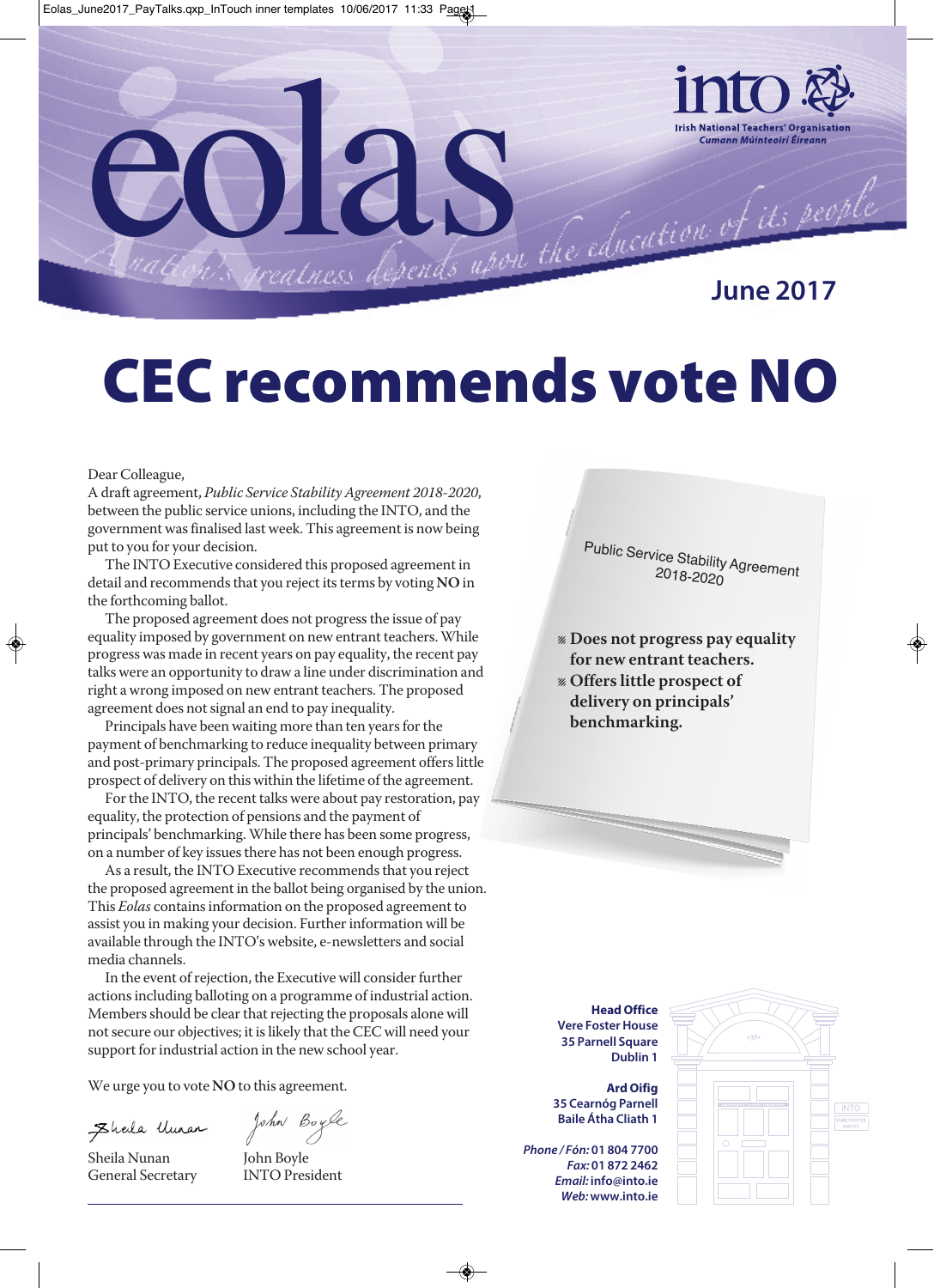# eolas

**into** Irish National Teachers' Organisation
*Cumann Múinteoirí Éireann*

*A nation's greatness depends upon the education of its people*

**June 2017**

# CEC recommends vote NO

Dear Colleague,

A draft agreement, *Public Service Stability Agreement 2018-2020*, between the public service unions, including the INTO, and the government was finalised last week. This agreement is now being put to you for your decision.

The INTO Executive considered this proposed agreement in detail and recommends that you reject its terms by voting **NO** in the forthcoming ballot.

The proposed agreement does not progress the issue of pay equality imposed by government on new entrant teachers. While progress was made in recent years on pay equality, the recent pay talks were an opportunity to draw a line under discrimination and right a wrong imposed on new entrant teachers. The proposed agreement does not signal an end to pay inequality.

Principals have been waiting more than ten years for the payment of benchmarking to reduce inequality between primary and post-primary principals. The proposed agreement offers little prospect of delivery on this within the lifetime of the agreement.

For the INTO, the recent talks were about pay restoration, pay equality, the protection of pensions and the payment of principals' benchmarking. While there has been some progress, on a number of key issues there has not been enough progress.

As a result, the INTO Executive recommends that you reject the proposed agreement in the ballot being organised by the union. This *Eolas* contains information on the proposed agreement to assist you in making your decision. Further information will be available through the INTO's website, e-newsletters and social media channels.

In the event of rejection, the Executive will consider further actions including balloting on a programme of industrial action. Members should be clear that rejecting the proposals alone will not secure our objectives; it is likely that the CEC will need your support for industrial action in the new school year.

We urge you to vote **NO** to this agreement.

Sheila Nunan
General Secretary

John Boyle
INTO President

Public Service Stability Agreement 2018-2020

- **Does not progress pay equality for new entrant teachers.**
- **Offers little prospect of delivery on principals' benchmarking.**

**Head Office**
**Vere Foster House**
**35 Parnell Square**
**Dublin 1**

**Ard Oifig**
**35 Cearnóg Parnell**
**Baile Átha Cliath 1**

***Phone / Fón:*** **01 804 7700**
***Fax:*** **01 872 2462**
***Email:*** **info@into.ie**
***Web:*** **www.into.ie**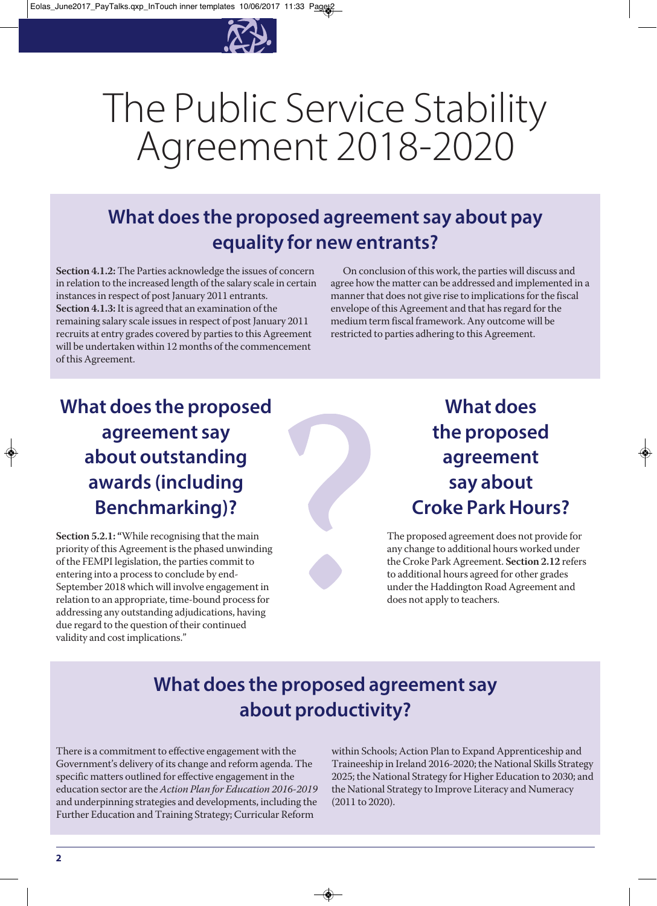# The Public Service Stability Agreement 2018-2020

## What does the proposed agreement say about pay equality for new entrants?

**Section 4.1.2:** The Parties acknowledge the issues of concern in relation to the increased length of the salary scale in certain instances in respect of post January 2011 entrants.
**Section 4.1.3:** It is agreed that an examination of the remaining salary scale issues in respect of post January 2011 recruits at entry grades covered by parties to this Agreement will be undertaken within 12 months of the commencement of this Agreement.

On conclusion of this work, the parties will discuss and agree how the matter can be addressed and implemented in a manner that does not give rise to implications for the fiscal envelope of this Agreement and that has regard for the medium term fiscal framework. Any outcome will be restricted to parties adhering to this Agreement.

## What does the proposed agreement say about outstanding awards (including Benchmarking)?

**Section 5.2.1:** "While recognising that the main priority of this Agreement is the phased unwinding of the FEMPI legislation, the parties commit to entering into a process to conclude by end-September 2018 which will involve engagement in relation to an appropriate, time-bound process for addressing any outstanding adjudications, having due regard to the question of their continued validity and cost implications."

## What does the proposed agreement say about Croke Park Hours?

The proposed agreement does not provide for any change to additional hours worked under the Croke Park Agreement. **Section 2.12** refers to additional hours agreed for other grades under the Haddington Road Agreement and does not apply to teachers.

## What does the proposed agreement say about productivity?

There is a commitment to effective engagement with the Government's delivery of its change and reform agenda. The specific matters outlined for effective engagement in the education sector are the *Action Plan for Education 2016-2019* and underpinning strategies and developments, including the Further Education and Training Strategy; Curricular Reform within Schools; Action Plan to Expand Apprenticeship and Traineeship in Ireland 2016-2020; the National Skills Strategy 2025; the National Strategy for Higher Education to 2030; and the National Strategy to Improve Literacy and Numeracy (2011 to 2020).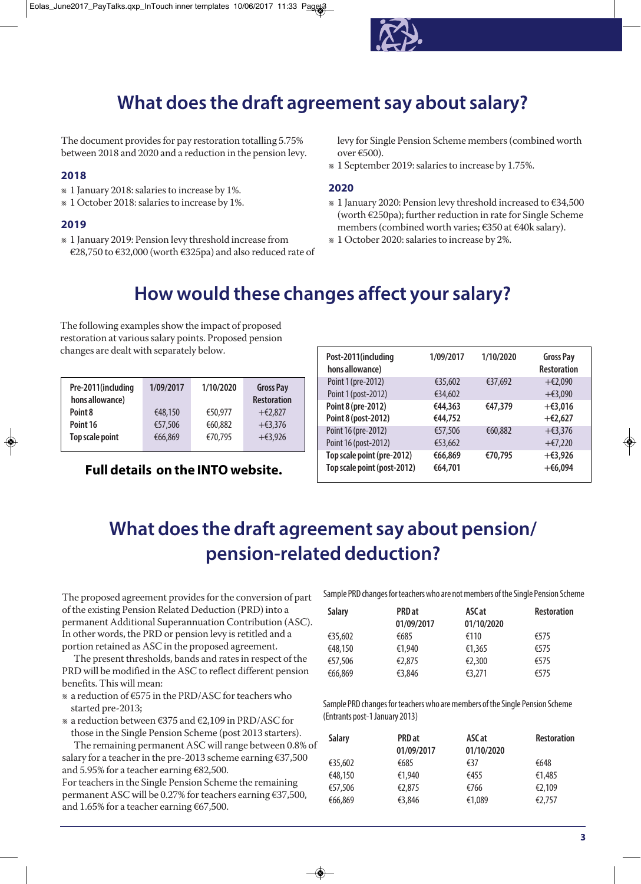# What does the draft agreement say about salary?

The document provides for pay restoration totalling 5.75% between 2018 and 2020 and a reduction in the pension levy.

### 2018

- 1 January 2018: salaries to increase by 1%.
- 1 October 2018: salaries to increase by 1%.

### 2019

- 1 January 2019: Pension levy threshold increase from €28,750 to €32,000 (worth €325pa) and also reduced rate of levy for Single Pension Scheme members (combined worth over €500).
- 1 September 2019: salaries to increase by 1.75%.

### 2020

- 1 January 2020: Pension levy threshold increased to €34,500 (worth €250pa); further reduction in rate for Single Scheme members (combined worth varies; €350 at €40k salary).
- 1 October 2020: salaries to increase by 2%.

# How would these changes affect your salary?

The following examples show the impact of proposed restoration at various salary points. Proposed pension changes are dealt with separately below.

| Pre-2011(including hons allowance) | 1/09/2017 | 1/10/2020 | Gross Pay Restoration |
|---|---|---|---|
| Point 8 | €48,150 | €50,977 | +€2,827 |
| Point 16 | €57,506 | €60,882 | +€3,376 |
| Top scale point | €66,869 | €70,795 | +€3,926 |

**Full details on the INTO website.**

| Post-2011(including hons allowance) | 1/09/2017 | 1/10/2020 | Gross Pay Restoration |
|---|---|---|---|
| Point 1 (pre-2012) | €35,602 | €37,692 | +€2,090 |
| Point 1 (post-2012) | €34,602 | | +€3,090 |
| Point 8 (pre-2012) | €44,363 | €47,379 | +€3,016 |
| Point 8 (post-2012) | €44,752 | | +€2,627 |
| Point 16 (pre-2012) | €57,506 | €60,882 | +€3,376 |
| Point 16 (post-2012) | €53,662 | | +€7,220 |
| Top scale point (pre-2012) | €66,869 | €70,795 | +€3,926 |
| Top scale point (post-2012) | €64,701 | | +€6,094 |

# What does the draft agreement say about pension/ pension-related deduction?

The proposed agreement provides for the conversion of part of the existing Pension Related Deduction (PRD) into a permanent Additional Superannuation Contribution (ASC). In other words, the PRD or pension levy is retitled and a portion retained as ASC in the proposed agreement.

The present thresholds, bands and rates in respect of the PRD will be modified in the ASC to reflect different pension benefits. This will mean:

- a reduction of €575 in the PRD/ASC for teachers who started pre-2013;
- a reduction between €375 and €2,109 in PRD/ASC for those in the Single Pension Scheme (post 2013 starters).

The remaining permanent ASC will range between 0.8% of salary for a teacher in the pre-2013 scheme earning €37,500 and 5.95% for a teacher earning €82,500.

For teachers in the Single Pension Scheme the remaining permanent ASC will be 0.27% for teachers earning €37,500, and 1.65% for a teacher earning €67,500.

Sample PRD changes for teachers who are not members of the Single Pension Scheme

| Salary | PRD at 01/09/2017 | ASC at 01/10/2020 | Restoration |
|---|---|---|---|
| €35,602 | €685 | €110 | €575 |
| €48,150 | €1,940 | €1,365 | €575 |
| €57,506 | €2,875 | €2,300 | €575 |
| €66,869 | €3,846 | €3,271 | €575 |

Sample PRD changes for teachers who are members of the Single Pension Scheme (Entrants post-1 January 2013)

| Salary | PRD at 01/09/2017 | ASC at 01/10/2020 | Restoration |
|---|---|---|---|
| €35,602 | €685 | €37 | €648 |
| €48,150 | €1,940 | €455 | €1,485 |
| €57,506 | €2,875 | €766 | €2,109 |
| €66,869 | €3,846 | €1,089 | €2,757 |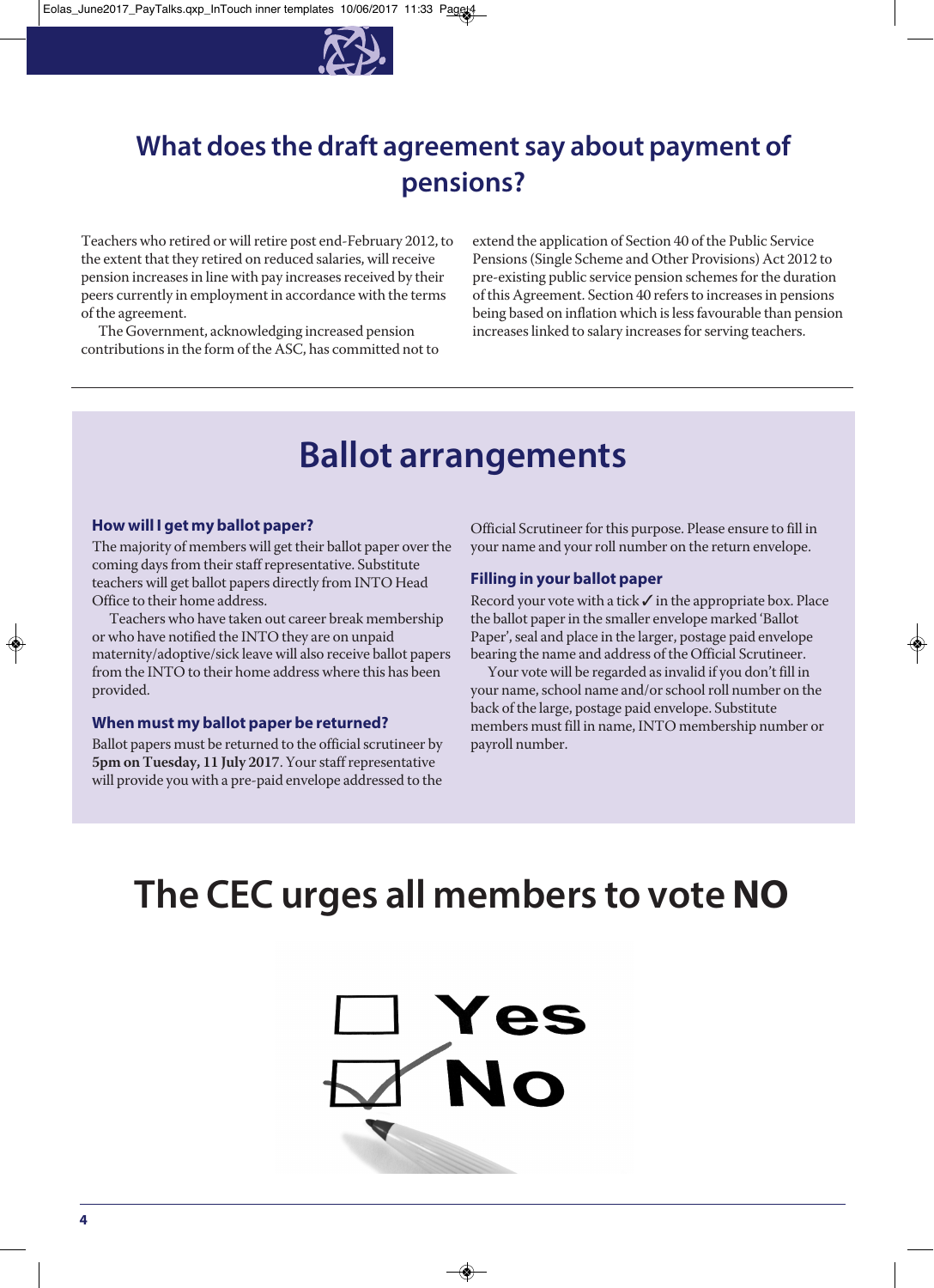# What does the draft agreement say about payment of pensions?

Teachers who retired or will retire post end-February 2012, to the extent that they retired on reduced salaries, will receive pension increases in line with pay increases received by their peers currently in employment in accordance with the terms of the agreement.

The Government, acknowledging increased pension contributions in the form of the ASC, has committed not to extend the application of Section 40 of the Public Service Pensions (Single Scheme and Other Provisions) Act 2012 to pre-existing public service pension schemes for the duration of this Agreement. Section 40 refers to increases in pensions being based on inflation which is less favourable than pension increases linked to salary increases for serving teachers.

# Ballot arrangements

### How will I get my ballot paper?

The majority of members will get their ballot paper over the coming days from their staff representative. Substitute teachers will get ballot papers directly from INTO Head Office to their home address.

Teachers who have taken out career break membership or who have notified the INTO they are on unpaid maternity/adoptive/sick leave will also receive ballot papers from the INTO to their home address where this has been provided.

### When must my ballot paper be returned?

Ballot papers must be returned to the official scrutineer by **5pm on Tuesday, 11 July 2017**. Your staff representative will provide you with a pre-paid envelope addressed to the Official Scrutineer for this purpose. Please ensure to fill in your name and your roll number on the return envelope.

### Filling in your ballot paper

Record your vote with a tick ✓ in the appropriate box. Place the ballot paper in the smaller envelope marked 'Ballot Paper', seal and place in the larger, postage paid envelope bearing the name and address of the Official Scrutineer.

Your vote will be regarded as invalid if you don't fill in your name, school name and/or school roll number on the back of the large, postage paid envelope. Substitute members must fill in name, INTO membership number or payroll number.

# The CEC urges all members to vote **NO**

Yes

No